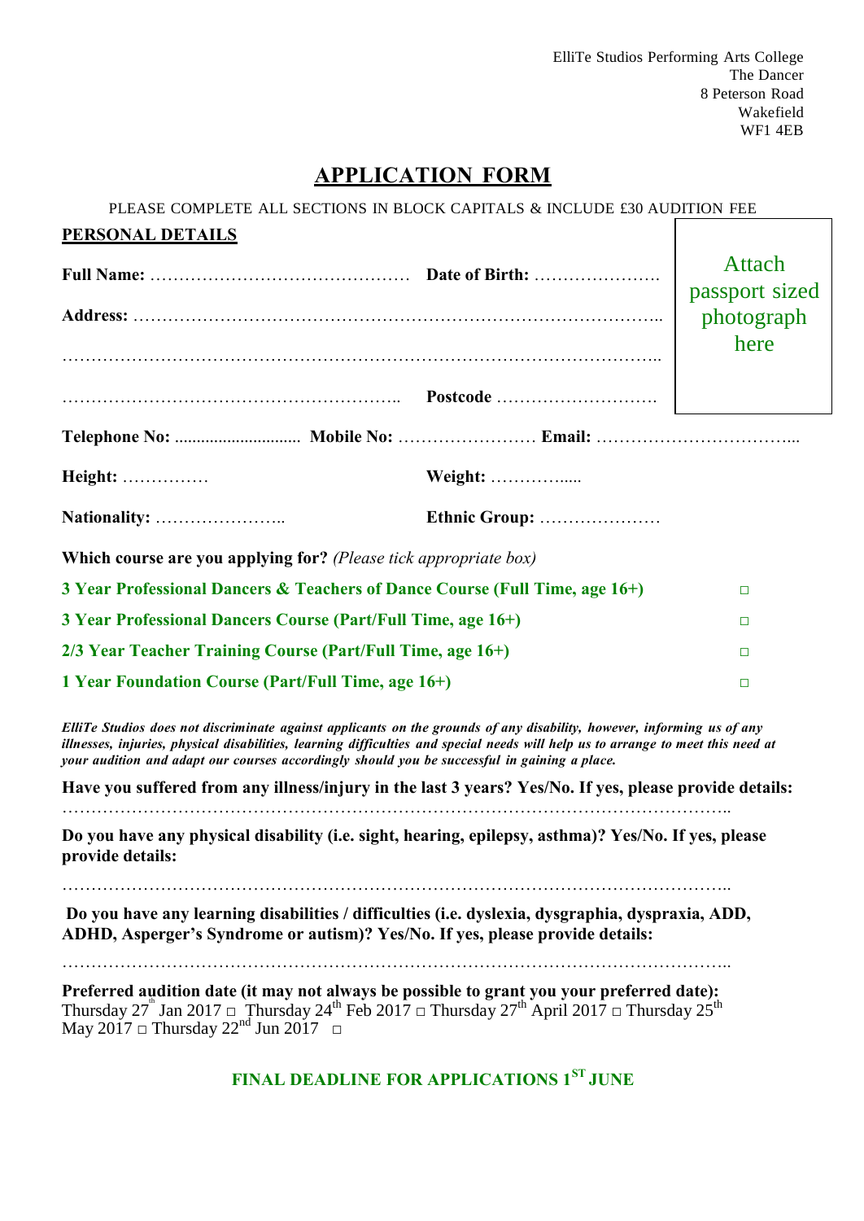ElliTe Studios Performing Arts College
The Dancer
8 Peterson Road
Wakefield
WF1 4EB

# APPLICATION FORM

PLEASE COMPLETE ALL SECTIONS IN BLOCK CAPITALS & INCLUDE £30 AUDITION FEE

## PERSONAL DETAILS

Attach passport sized photograph here

**Full Name:** ……………………………………… **Date of Birth:** ………………….

**Address:** ……………………………………………………………………………..

………………………………………………………………………………………..

………………………………………………….. **Postcode** ……………………….

**Telephone No:** ............................ **Mobile No:** …………………… **Email:** ……………………………...

**Height:** …………… **Weight:** …………....

**Nationality:** ………………….. **Ethnic Group:** …………………

**Which course are you applying for?** *(Please tick appropriate box)*

**3 Year Professional Dancers & Teachers of Dance Course (Full Time, age 16+)** □

**3 Year Professional Dancers Course (Part/Full Time, age 16+)** □

**2/3 Year Teacher Training Course (Part/Full Time, age 16+)** □

**1 Year Foundation Course (Part/Full Time, age 16+)** □

***ElliTe Studios does not discriminate against applicants on the grounds of any disability, however, informing us of any illnesses, injuries, physical disabilities, learning difficulties and special needs will help us to arrange to meet this need at your audition and adapt our courses accordingly should you be successful in gaining a place.***

**Have you suffered from any illness/injury in the last 3 years? Yes/No. If yes, please provide details:**

……………………………………………………………………………………………………..

**Do you have any physical disability (i.e. sight, hearing, epilepsy, asthma)? Yes/No. If yes, please provide details:**

……………………………………………………………………………………………………..

**Do you have any learning disabilities / difficulties (i.e. dyslexia, dysgraphia, dyspraxia, ADD, ADHD, Asperger's Syndrome or autism)? Yes/No. If yes, please provide details:**

……………………………………………………………………………………………………..

**Preferred audition date (it may not always be possible to grant you your preferred date):**
Thursday 27th Jan 2017 □ Thursday 24th Feb 2017 □ Thursday 27th April 2017 □ Thursday 25th May 2017 □ Thursday 22nd Jun 2017 □

**FINAL DEADLINE FOR APPLICATIONS 1ST JUNE**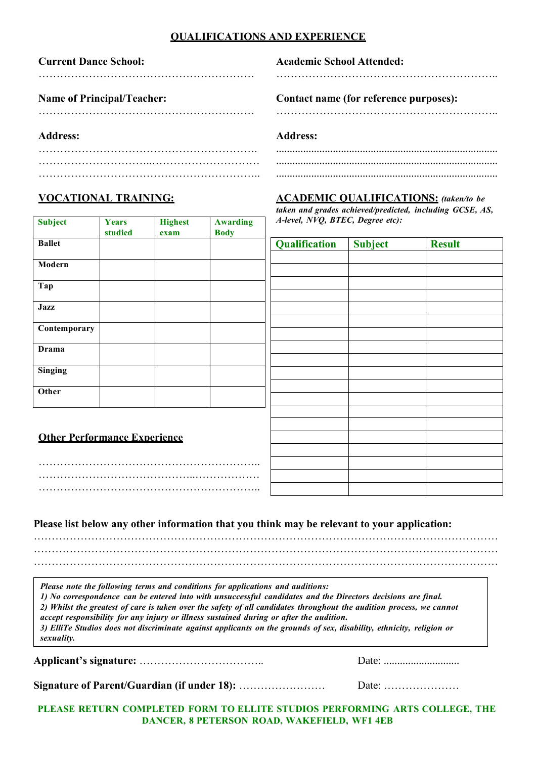## QUALIFICATIONS AND EXPERIENCE

**Current Dance School:**

……………………………………………………

**Name of Principal/Teacher:**

……………………………………………………

**Address:**

…………………………………………………….
…………………………..…………………………
……………………………………………………..

**Academic School Attended:**

……………………………………………………..

**Contact name (for reference purposes):**

……………………………………………………..

**Address:**

.................................................................................
.................................................................................
.................................................................................

### VOCATIONAL TRAINING:

| Subject | Years studied | Highest exam | Awarding Body |
|---|---|---|---|
| **Ballet** | | | |
| **Modern** | | | |
| **Tap** | | | |
| **Jazz** | | | |
| **Contemporary** | | | |
| **Drama** | | | |
| **Singing** | | | |
| **Other** | | | |

### Other Performance Experience

……………………………………………………..
……………………………………...………………
……………………………………………………..

### ACADEMIC QUALIFICATIONS: *(taken/to be taken and grades achieved/predicted, including GCSE, AS, A-level, NVQ, BTEC, Degree etc):*

| Qualification | Subject | Result |
|---|---|---|
| | | |
| | | |
| | | |
| | | |
| | | |
| | | |
| | | |
| | | |
| | | |
| | | |
| | | |
| | | |
| | | |
| | | |
| | | |
| | | |
| | | |
| | | |
| | | |

**Please list below any other information that you think may be relevant to your application:**

……………………………………………………………………………………………………………………
……………………………………………………………………………………………………………………
……………………………………………………………………………………………………………………

*Please note the following terms and conditions for applications and auditions:*
*1) No correspondence can be entered into with unsuccessful candidates and the Directors decisions are final.*
*2) Whilst the greatest of care is taken over the safety of all candidates throughout the audition process, we cannot accept responsibility for any injury or illness sustained during or after the audition.*
*3) ElliTe Studios does not discriminate against applicants on the grounds of sex, disability, ethnicity, religion or sexuality.*

**Applicant's signature:** …………………………….. Date: ............................

**Signature of Parent/Guardian (if under 18):** …………………… Date: …………………

**PLEASE RETURN COMPLETED FORM TO ELLITE STUDIOS PERFORMING ARTS COLLEGE, THE DANCER, 8 PETERSON ROAD, WAKEFIELD, WF1 4EB**